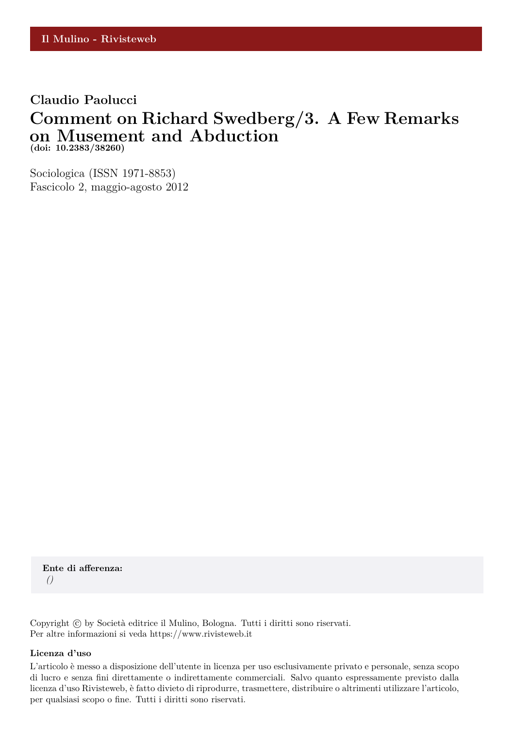Il Mulino - Rivisteweb

**Claudio Paolucci**

# Comment on Richard Swedberg/3. A Few Remarks on Musement and Abduction

**(doi: 10.2383/38260)**

Sociologica (ISSN 1971-8853)
Fascicolo 2, maggio-agosto 2012

**Ente di afferenza:**
*()*

Copyright © by Società editrice il Mulino, Bologna. Tutti i diritti sono riservati.
Per altre informazioni si veda https://www.rivisteweb.it

**Licenza d'uso**

L'articolo è messo a disposizione dell'utente in licenza per uso esclusivamente privato e personale, senza scopo di lucro e senza fini direttamente o indirettamente commerciali. Salvo quanto espressamente previsto dalla licenza d'uso Rivisteweb, è fatto divieto di riprodurre, trasmettere, distribuire o altrimenti utilizzare l'articolo, per qualsiasi scopo o fine. Tutti i diritti sono riservati.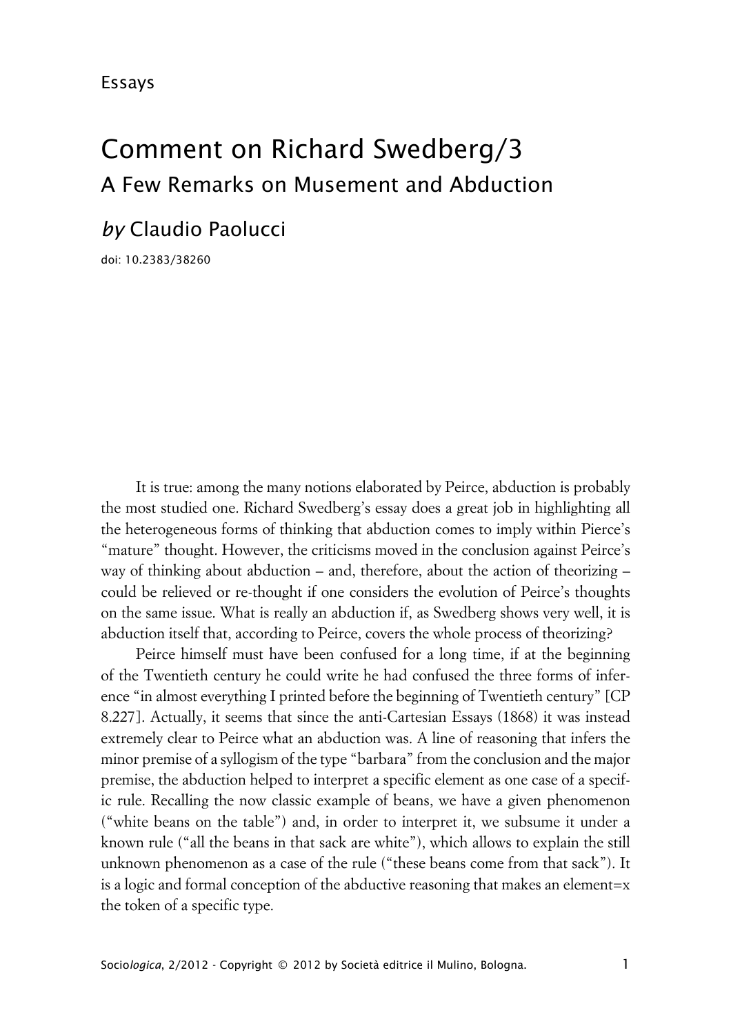Essays

# Comment on Richard Swedberg/3

## A Few Remarks on Musement and Abduction

### *by* Claudio Paolucci

doi: 10.2383/38260

It is true: among the many notions elaborated by Peirce, abduction is probably the most studied one. Richard Swedberg's essay does a great job in highlighting all the heterogeneous forms of thinking that abduction comes to imply within Pierce's "mature" thought. However, the criticisms moved in the conclusion against Peirce's way of thinking about abduction – and, therefore, about the action of theorizing – could be relieved or re-thought if one considers the evolution of Peirce's thoughts on the same issue. What is really an abduction if, as Swedberg shows very well, it is abduction itself that, according to Peirce, covers the whole process of theorizing?

Peirce himself must have been confused for a long time, if at the beginning of the Twentieth century he could write he had confused the three forms of inference "in almost everything I printed before the beginning of Twentieth century" [CP 8.227]. Actually, it seems that since the anti-Cartesian Essays (1868) it was instead extremely clear to Peirce what an abduction was. A line of reasoning that infers the minor premise of a syllogism of the type "barbara" from the conclusion and the major premise, the abduction helped to interpret a specific element as one case of a specific rule. Recalling the now classic example of beans, we have a given phenomenon ("white beans on the table") and, in order to interpret it, we subsume it under a known rule ("all the beans in that sack are white"), which allows to explain the still unknown phenomenon as a case of the rule ("these beans come from that sack"). It is a logic and formal conception of the abductive reasoning that makes an element=x the token of a specific type.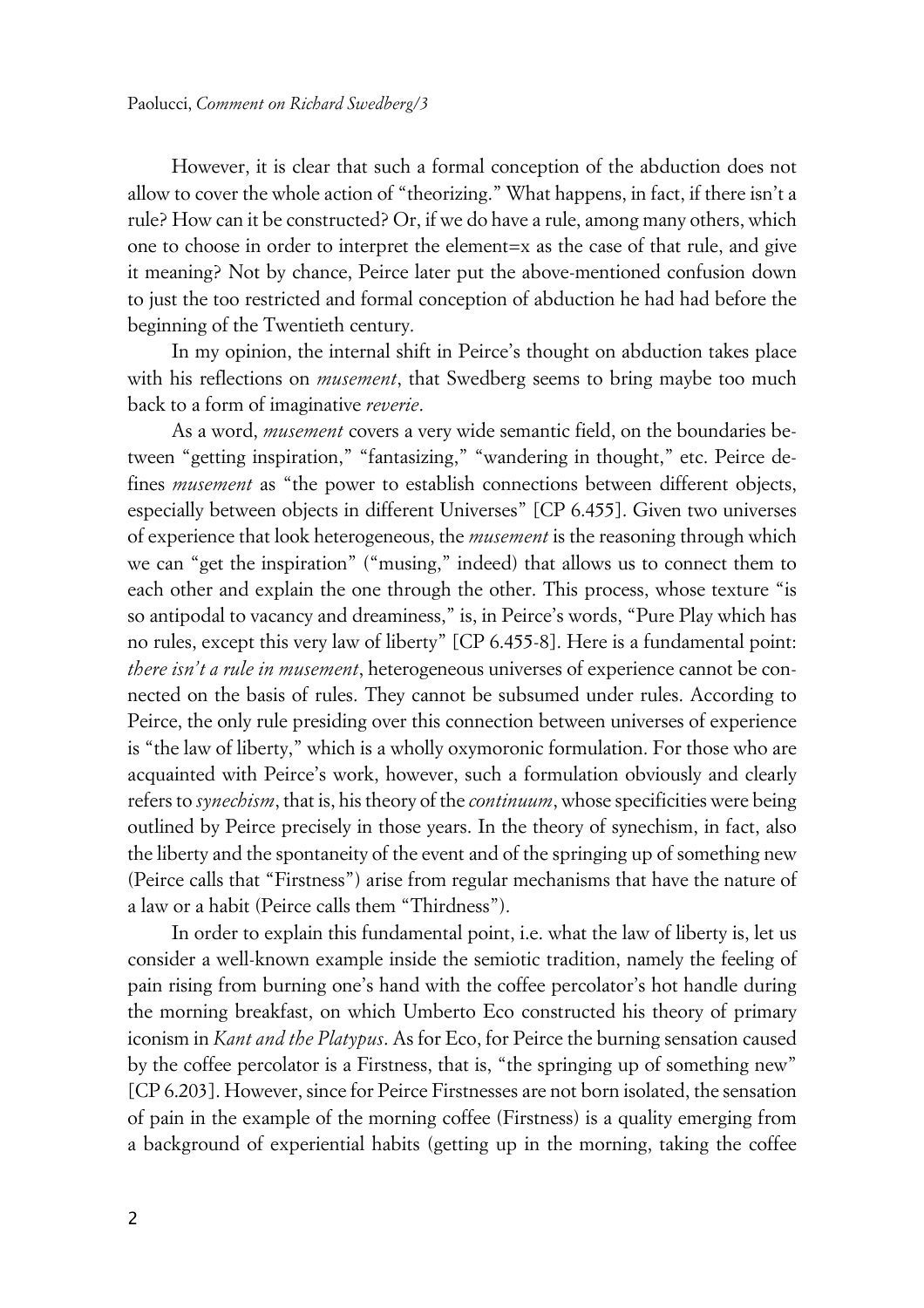However, it is clear that such a formal conception of the abduction does not allow to cover the whole action of "theorizing." What happens, in fact, if there isn't a rule? How can it be constructed? Or, if we do have a rule, among many others, which one to choose in order to interpret the element=x as the case of that rule, and give it meaning? Not by chance, Peirce later put the above-mentioned confusion down to just the too restricted and formal conception of abduction he had had before the beginning of the Twentieth century.

In my opinion, the internal shift in Peirce's thought on abduction takes place with his reflections on *musement*, that Swedberg seems to bring maybe too much back to a form of imaginative *reverie*.

As a word, *musement* covers a very wide semantic field, on the boundaries between "getting inspiration," "fantasizing," "wandering in thought," etc. Peirce defines *musement* as "the power to establish connections between different objects, especially between objects in different Universes" [CP 6.455]. Given two universes of experience that look heterogeneous, the *musement* is the reasoning through which we can "get the inspiration" ("musing," indeed) that allows us to connect them to each other and explain the one through the other. This process, whose texture "is so antipodal to vacancy and dreaminess," is, in Peirce's words, "Pure Play which has no rules, except this very law of liberty" [CP 6.455-8]. Here is a fundamental point: *there isn't a rule in musement*, heterogeneous universes of experience cannot be connected on the basis of rules. They cannot be subsumed under rules. According to Peirce, the only rule presiding over this connection between universes of experience is "the law of liberty," which is a wholly oxymoronic formulation. For those who are acquainted with Peirce's work, however, such a formulation obviously and clearly refers to *synechism*, that is, his theory of the *continuum*, whose specificities were being outlined by Peirce precisely in those years. In the theory of synechism, in fact, also the liberty and the spontaneity of the event and of the springing up of something new (Peirce calls that "Firstness") arise from regular mechanisms that have the nature of a law or a habit (Peirce calls them "Thirdness").

In order to explain this fundamental point, i.e. what the law of liberty is, let us consider a well-known example inside the semiotic tradition, namely the feeling of pain rising from burning one's hand with the coffee percolator's hot handle during the morning breakfast, on which Umberto Eco constructed his theory of primary iconism in *Kant and the Platypus*. As for Eco, for Peirce the burning sensation caused by the coffee percolator is a Firstness, that is, "the springing up of something new" [CP 6.203]. However, since for Peirce Firstnesses are not born isolated, the sensation of pain in the example of the morning coffee (Firstness) is a quality emerging from a background of experiential habits (getting up in the morning, taking the coffee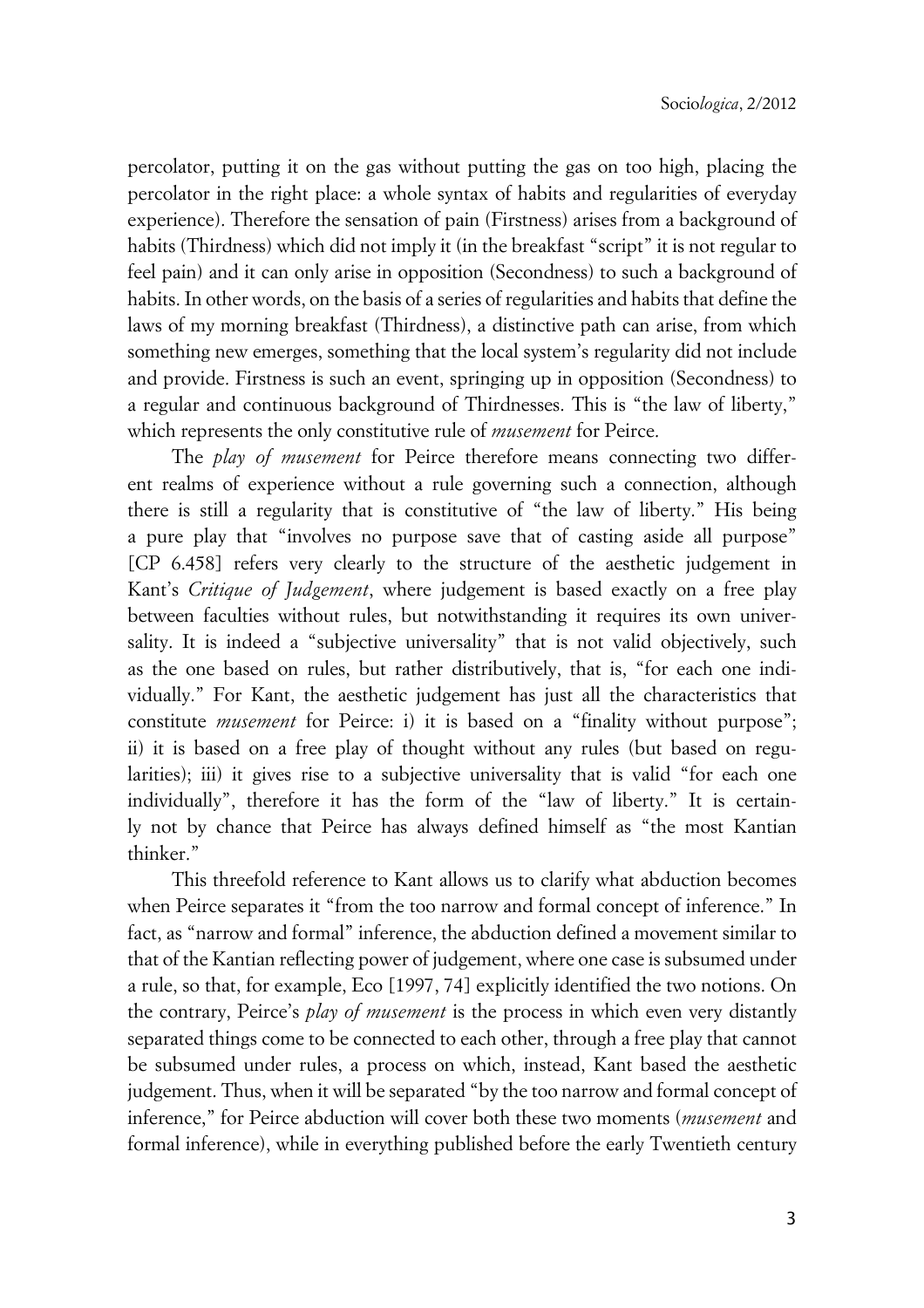percolator, putting it on the gas without putting the gas on too high, placing the percolator in the right place: a whole syntax of habits and regularities of everyday experience). Therefore the sensation of pain (Firstness) arises from a background of habits (Thirdness) which did not imply it (in the breakfast "script" it is not regular to feel pain) and it can only arise in opposition (Secondness) to such a background of habits. In other words, on the basis of a series of regularities and habits that define the laws of my morning breakfast (Thirdness), a distinctive path can arise, from which something new emerges, something that the local system's regularity did not include and provide. Firstness is such an event, springing up in opposition (Secondness) to a regular and continuous background of Thirdnesses. This is "the law of liberty," which represents the only constitutive rule of *musement* for Peirce.

The *play of musement* for Peirce therefore means connecting two different realms of experience without a rule governing such a connection, although there is still a regularity that is constitutive of "the law of liberty." His being a pure play that "involves no purpose save that of casting aside all purpose" [CP 6.458] refers very clearly to the structure of the aesthetic judgement in Kant's *Critique of Judgement*, where judgement is based exactly on a free play between faculties without rules, but notwithstanding it requires its own universality. It is indeed a "subjective universality" that is not valid objectively, such as the one based on rules, but rather distributively, that is, "for each one individually." For Kant, the aesthetic judgement has just all the characteristics that constitute *musement* for Peirce: i) it is based on a "finality without purpose"; ii) it is based on a free play of thought without any rules (but based on regularities); iii) it gives rise to a subjective universality that is valid "for each one individually", therefore it has the form of the "law of liberty." It is certainly not by chance that Peirce has always defined himself as "the most Kantian thinker."

This threefold reference to Kant allows us to clarify what abduction becomes when Peirce separates it "from the too narrow and formal concept of inference." In fact, as "narrow and formal" inference, the abduction defined a movement similar to that of the Kantian reflecting power of judgement, where one case is subsumed under a rule, so that, for example, Eco [1997, 74] explicitly identified the two notions. On the contrary, Peirce's *play of musement* is the process in which even very distantly separated things come to be connected to each other, through a free play that cannot be subsumed under rules, a process on which, instead, Kant based the aesthetic judgement. Thus, when it will be separated "by the too narrow and formal concept of inference," for Peirce abduction will cover both these two moments (*musement* and formal inference), while in everything published before the early Twentieth century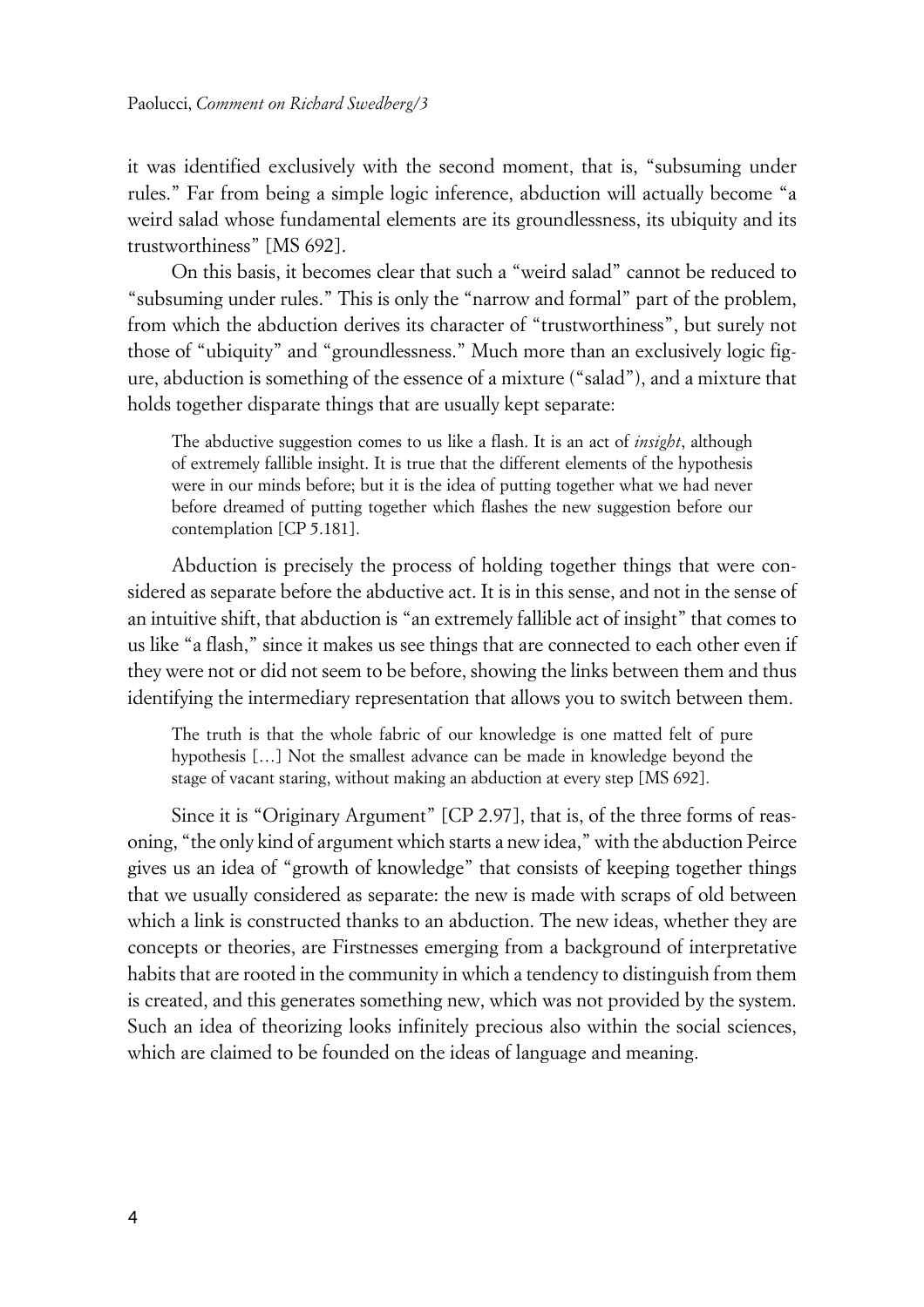it was identified exclusively with the second moment, that is, "subsuming under rules." Far from being a simple logic inference, abduction will actually become "a weird salad whose fundamental elements are its groundlessness, its ubiquity and its trustworthiness" [MS 692].

On this basis, it becomes clear that such a "weird salad" cannot be reduced to "subsuming under rules." This is only the "narrow and formal" part of the problem, from which the abduction derives its character of "trustworthiness", but surely not those of "ubiquity" and "groundlessness." Much more than an exclusively logic figure, abduction is something of the essence of a mixture ("salad"), and a mixture that holds together disparate things that are usually kept separate:

> The abductive suggestion comes to us like a flash. It is an act of *insight*, although of extremely fallible insight. It is true that the different elements of the hypothesis were in our minds before; but it is the idea of putting together what we had never before dreamed of putting together which flashes the new suggestion before our contemplation [CP 5.181].

Abduction is precisely the process of holding together things that were considered as separate before the abductive act. It is in this sense, and not in the sense of an intuitive shift, that abduction is "an extremely fallible act of insight" that comes to us like "a flash," since it makes us see things that are connected to each other even if they were not or did not seem to be before, showing the links between them and thus identifying the intermediary representation that allows you to switch between them.

> The truth is that the whole fabric of our knowledge is one matted felt of pure hypothesis […] Not the smallest advance can be made in knowledge beyond the stage of vacant staring, without making an abduction at every step [MS 692].

Since it is "Originary Argument" [CP 2.97], that is, of the three forms of reasoning, "the only kind of argument which starts a new idea," with the abduction Peirce gives us an idea of "growth of knowledge" that consists of keeping together things that we usually considered as separate: the new is made with scraps of old between which a link is constructed thanks to an abduction. The new ideas, whether they are concepts or theories, are Firstnesses emerging from a background of interpretative habits that are rooted in the community in which a tendency to distinguish from them is created, and this generates something new, which was not provided by the system. Such an idea of theorizing looks infinitely precious also within the social sciences, which are claimed to be founded on the ideas of language and meaning.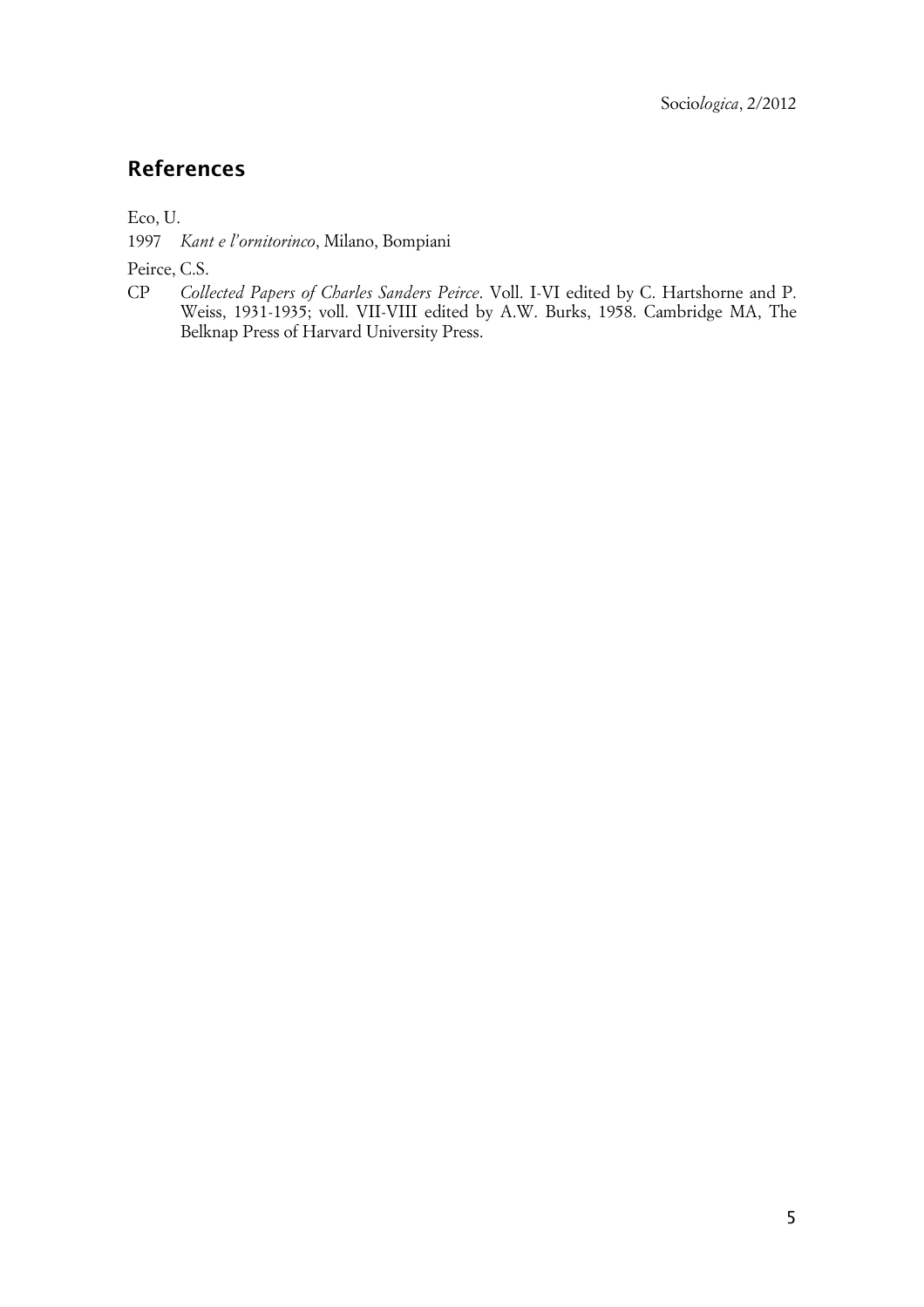## References

Eco, U.

1997 *Kant e l'ornitorinco*, Milano, Bompiani

Peirce, C.S.

CP *Collected Papers of Charles Sanders Peirce*. Voll. I-VI edited by C. Hartshorne and P. Weiss, 1931-1935; voll. VII-VIII edited by A.W. Burks, 1958. Cambridge MA, The Belknap Press of Harvard University Press.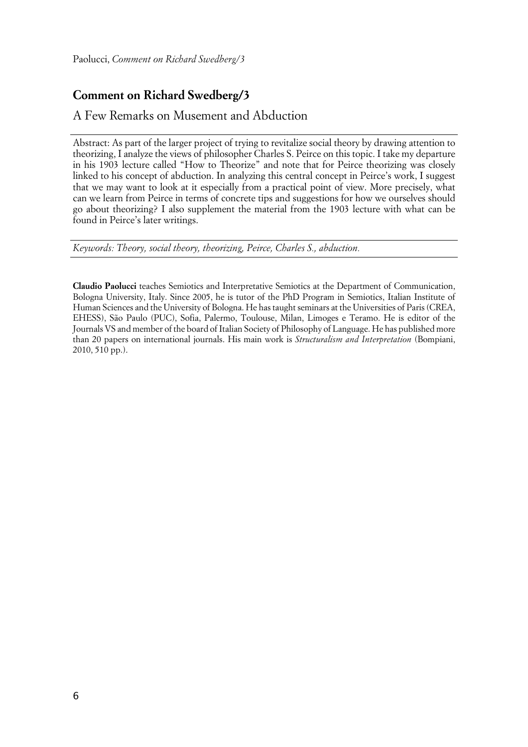## Comment on Richard Swedberg/3

A Few Remarks on Musement and Abduction

Abstract: As part of the larger project of trying to revitalize social theory by drawing attention to theorizing, I analyze the views of philosopher Charles S. Peirce on this topic. I take my departure in his 1903 lecture called "How to Theorize" and note that for Peirce theorizing was closely linked to his concept of abduction. In analyzing this central concept in Peirce's work, I suggest that we may want to look at it especially from a practical point of view. More precisely, what can we learn from Peirce in terms of concrete tips and suggestions for how we ourselves should go about theorizing? I also supplement the material from the 1903 lecture with what can be found in Peirce's later writings.

*Keywords: Theory, social theory, theorizing, Peirce, Charles S., abduction.*

**Claudio Paolucci** teaches Semiotics and Interpretative Semiotics at the Department of Communication, Bologna University, Italy. Since 2005, he is tutor of the PhD Program in Semiotics, Italian Institute of Human Sciences and the University of Bologna. He has taught seminars at the Universities of Paris (CREA, EHESS), São Paulo (PUC), Sofia, Palermo, Toulouse, Milan, Limoges e Teramo. He is editor of the Journals VS and member of the board of Italian Society of Philosophy of Language. He has published more than 20 papers on international journals. His main work is *Structuralism and Interpretation* (Bompiani, 2010, 510 pp.).